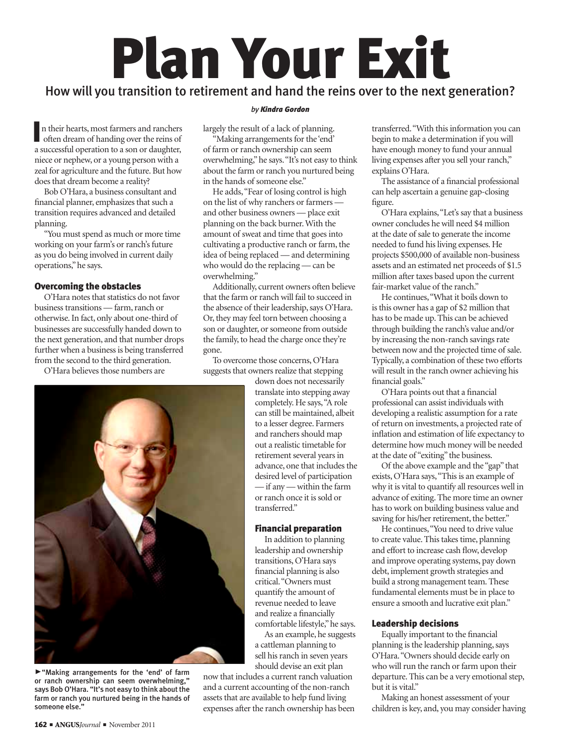# Plan Your Exit

## How will you transition to retirement and hand the reins over to the next generation?

*by* ***Kindra Gordon***

In their hearts, most farmers and ranchers often dream of handing over the reins of a successful operation to a son or daughter, niece or nephew, or a young person with a zeal for agriculture and the future. But how does that dream become a reality?

Bob O'Hara, a business consultant and financial planner, emphasizes that such a transition requires advanced and detailed planning.

"You must spend as much or more time working on your farm's or ranch's future as you do being involved in current daily operations," he says.

### Overcoming the obstacles

O'Hara notes that statistics do not favor business transitions — farm, ranch or otherwise. In fact, only about one-third of businesses are successfully handed down to the next generation, and that number drops further when a business is being transferred from the second to the third generation.

O'Hara believes those numbers are largely the result of a lack of planning.

"Making arrangements for the 'end' of farm or ranch ownership can seem overwhelming," he says. "It's not easy to think about the farm or ranch you nurtured being in the hands of someone else."

He adds, "Fear of losing control is high on the list of why ranchers or farmers — and other business owners — place exit planning on the back burner. With the amount of sweat and time that goes into cultivating a productive ranch or farm, the idea of being replaced — and determining who would do the replacing — can be overwhelming."

Additionally, current owners often believe that the farm or ranch will fail to succeed in the absence of their leadership, says O'Hara. Or, they may feel torn between choosing a son or daughter, or someone from outside the family, to head the charge once they're gone.

To overcome those concerns, O'Hara suggests that owners realize that stepping down does not necessarily translate into stepping away completely. He says, "A role can still be maintained, albeit to a lesser degree. Farmers and ranchers should map out a realistic timetable for retirement several years in advance, one that includes the desired level of participation — if any — within the farm or ranch once it is sold or transferred."

►"Making arrangements for the 'end' of farm or ranch ownership can seem overwhelming," says Bob O'Hara. "It's not easy to think about the farm or ranch you nurtured being in the hands of someone else."

### Financial preparation

In addition to planning leadership and ownership transitions, O'Hara says financial planning is also critical. "Owners must quantify the amount of revenue needed to leave and realize a financially comfortable lifestyle," he says.

As an example, he suggests a cattleman planning to sell his ranch in seven years should devise an exit plan now that includes a current ranch valuation and a current accounting of the non-ranch assets that are available to help fund living expenses after the ranch ownership has been transferred. "With this information you can begin to make a determination if you will have enough money to fund your annual living expenses after you sell your ranch," explains O'Hara.

The assistance of a financial professional can help ascertain a genuine gap-closing figure.

O'Hara explains, "Let's say that a business owner concludes he will need $4 million at the date of sale to generate the income needed to fund his living expenses. He projects $500,000 of available non-business assets and an estimated net proceeds of $1.5 million after taxes based upon the current fair-market value of the ranch."

He continues, "What it boils down to is this owner has a gap of $2 million that has to be made up. This can be achieved through building the ranch's value and/or by increasing the non-ranch savings rate between now and the projected time of sale. Typically, a combination of these two efforts will result in the ranch owner achieving his financial goals."

O'Hara points out that a financial professional can assist individuals with developing a realistic assumption for a rate of return on investments, a projected rate of inflation and estimation of life expectancy to determine how much money will be needed at the date of "exiting" the business.

Of the above example and the "gap" that exists, O'Hara says, "This is an example of why it is vital to quantify all resources well in advance of exiting. The more time an owner has to work on building business value and saving for his/her retirement, the better."

He continues, "You need to drive value to create value. This takes time, planning and effort to increase cash flow, develop and improve operating systems, pay down debt, implement growth strategies and build a strong management team. These fundamental elements must be in place to ensure a smooth and lucrative exit plan."

### Leadership decisions

Equally important to the financial planning is the leadership planning, says O'Hara. "Owners should decide early on who will run the ranch or farm upon their departure. This can be a very emotional step, but it is vital."

Making an honest assessment of your children is key, and, you may consider having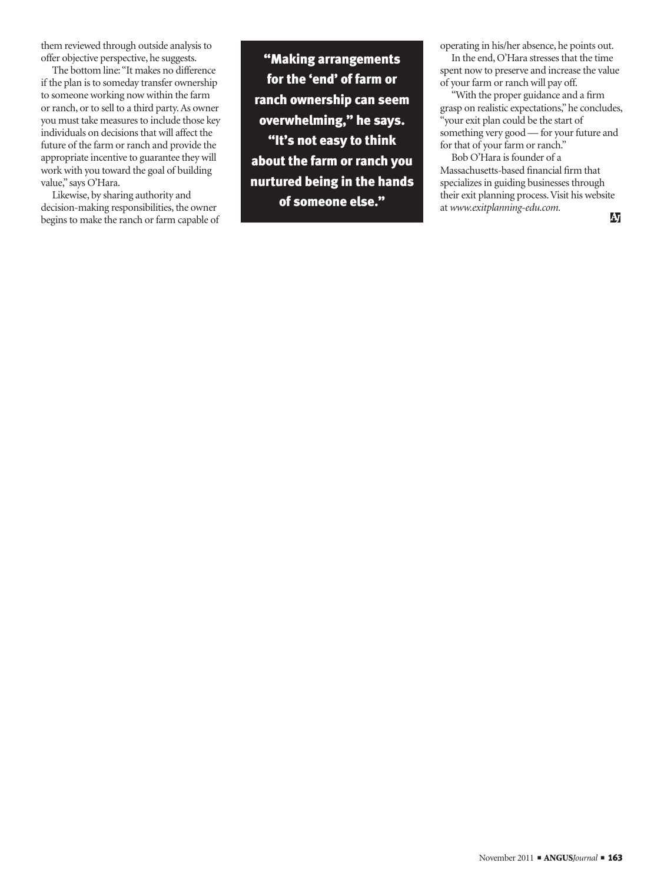them reviewed through outside analysis to offer objective perspective, he suggests.

The bottom line: "It makes no difference if the plan is to someday transfer ownership to someone working now within the farm or ranch, or to sell to a third party. As owner you must take measures to include those key individuals on decisions that will affect the future of the farm or ranch and provide the appropriate incentive to guarantee they will work with you toward the goal of building value," says O'Hara.

Likewise, by sharing authority and decision-making responsibilities, the owner begins to make the ranch or farm capable of operating in his/her absence, he points out.

**"Making arrangements for the 'end' of farm or ranch ownership can seem overwhelming," he says. "It's not easy to think about the farm or ranch you nurtured being in the hands of someone else."**

In the end, O'Hara stresses that the time spent now to preserve and increase the value of your farm or ranch will pay off.

"With the proper guidance and a firm grasp on realistic expectations," he concludes, "your exit plan could be the start of something very good — for your future and for that of your farm or ranch."

Bob O'Hara is founder of a Massachusetts-based financial firm that specializes in guiding businesses through their exit planning process. Visit his website at *www.exitplanning-edu.com.*